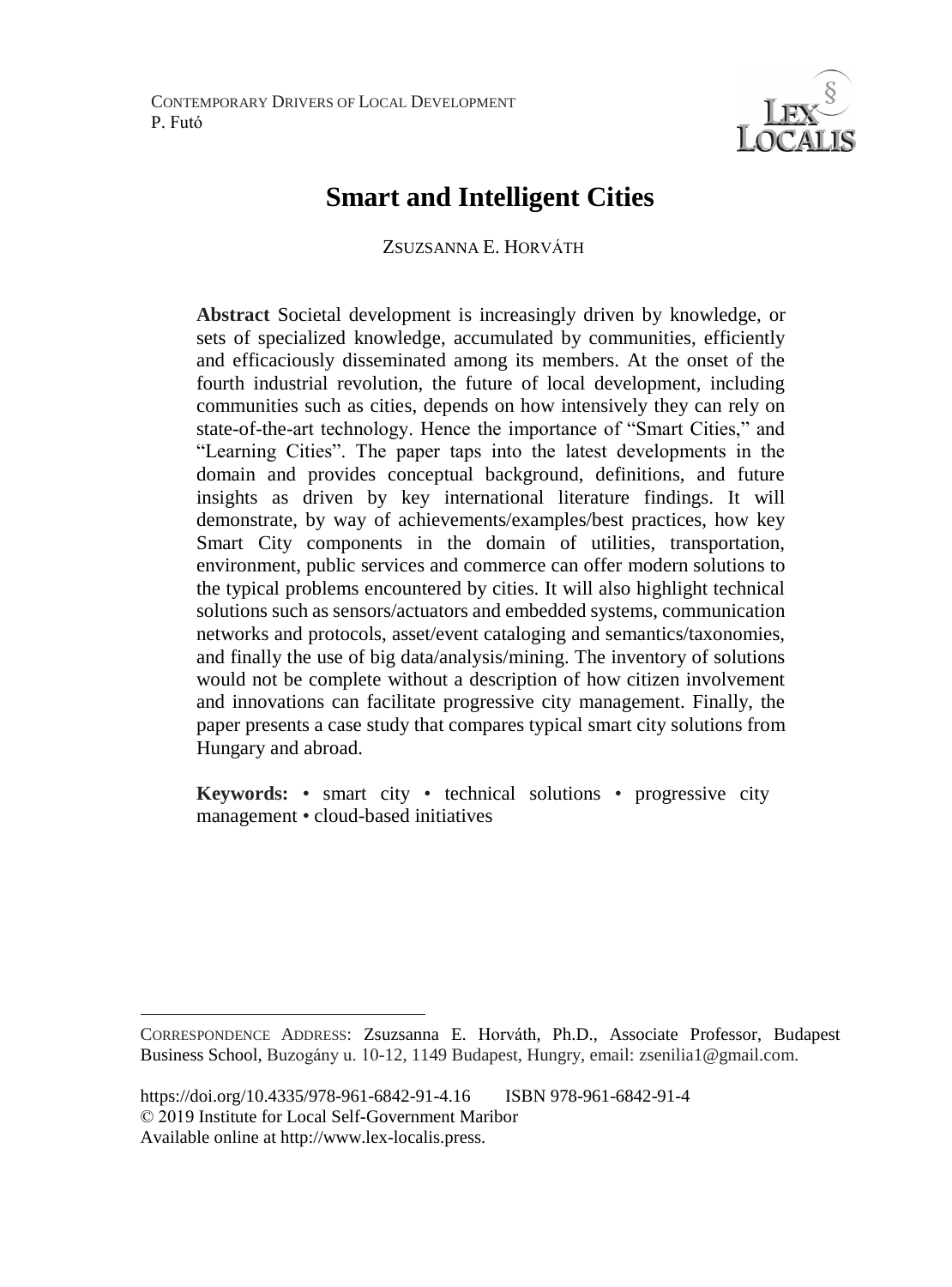# Smart and Intelligent Cities

ZSUZSANNA E. HORVÁTH

**Abstract** Societal development is increasingly driven by knowledge, or sets of specialized knowledge, accumulated by communities, efficiently and efficaciously disseminated among its members. At the onset of the fourth industrial revolution, the future of local development, including communities such as cities, depends on how intensively they can rely on state-of-the-art technology. Hence the importance of "Smart Cities," and "Learning Cities". The paper taps into the latest developments in the domain and provides conceptual background, definitions, and future insights as driven by key international literature findings. It will demonstrate, by way of achievements/examples/best practices, how key Smart City components in the domain of utilities, transportation, environment, public services and commerce can offer modern solutions to the typical problems encountered by cities. It will also highlight technical solutions such as sensors/actuators and embedded systems, communication networks and protocols, asset/event cataloging and semantics/taxonomies, and finally the use of big data/analysis/mining. The inventory of solutions would not be complete without a description of how citizen involvement and innovations can facilitate progressive city management. Finally, the paper presents a case study that compares typical smart city solutions from Hungary and abroad.

**Keywords:** • smart city • technical solutions • progressive city management • cloud-based initiatives

---

CORRESPONDENCE ADDRESS: Zsuzsanna E. Horváth, Ph.D., Associate Professor, Budapest Business School, Buzogány u. 10-12, 1149 Budapest, Hungry, email: zsenilia1@gmail.com.

https://doi.org/10.4335/978-961-6842-91-4.16 ISBN 978-961-6842-91-4
© 2019 Institute for Local Self-Government Maribor
Available online at http://www.lex-localis.press.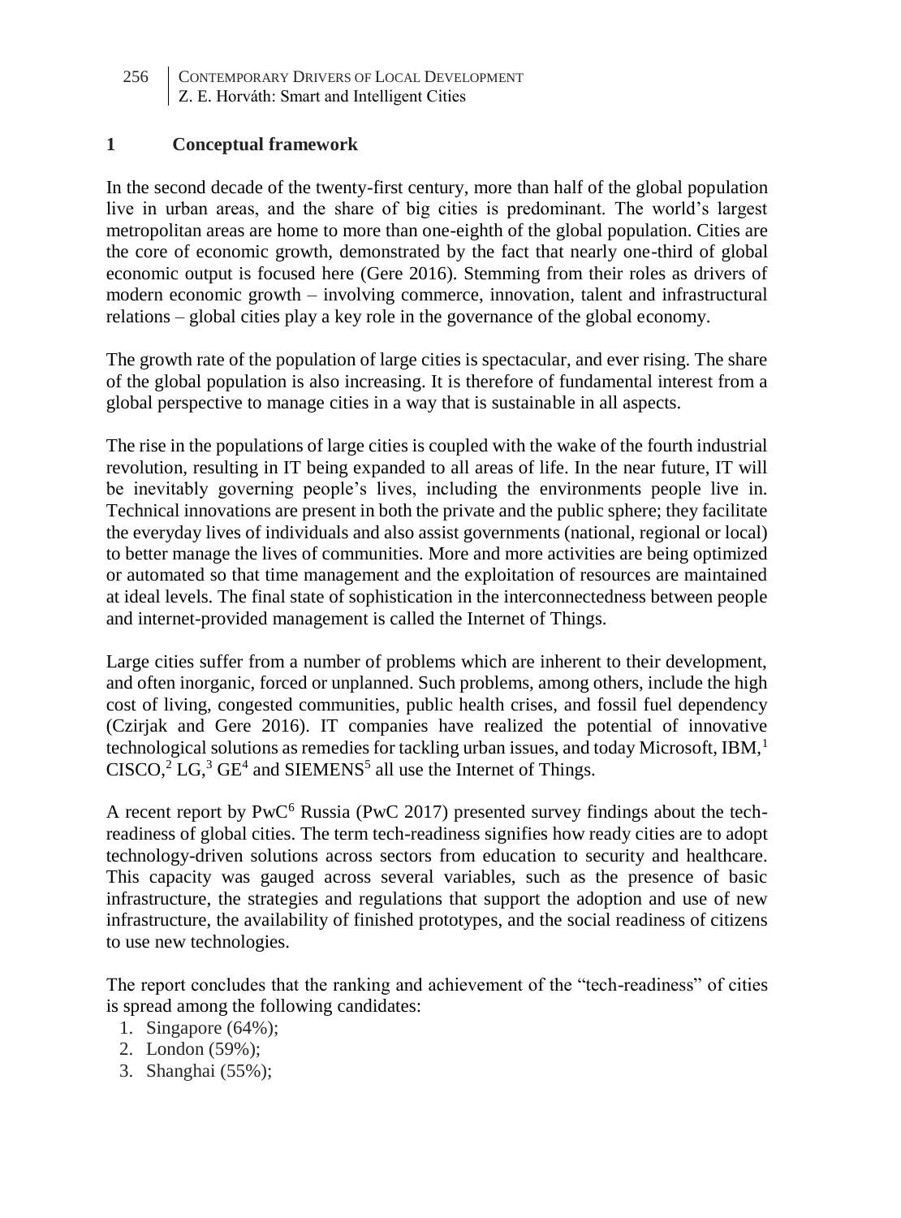## 1 Conceptual framework

In the second decade of the twenty-first century, more than half of the global population live in urban areas, and the share of big cities is predominant. The world's largest metropolitan areas are home to more than one-eighth of the global population. Cities are the core of economic growth, demonstrated by the fact that nearly one-third of global economic output is focused here (Gere 2016). Stemming from their roles as drivers of modern economic growth – involving commerce, innovation, talent and infrastructural relations – global cities play a key role in the governance of the global economy.

The growth rate of the population of large cities is spectacular, and ever rising. The share of the global population is also increasing. It is therefore of fundamental interest from a global perspective to manage cities in a way that is sustainable in all aspects.

The rise in the populations of large cities is coupled with the wake of the fourth industrial revolution, resulting in IT being expanded to all areas of life. In the near future, IT will be inevitably governing people's lives, including the environments people live in. Technical innovations are present in both the private and the public sphere; they facilitate the everyday lives of individuals and also assist governments (national, regional or local) to better manage the lives of communities. More and more activities are being optimized or automated so that time management and the exploitation of resources are maintained at ideal levels. The final state of sophistication in the interconnectedness between people and internet-provided management is called the Internet of Things.

Large cities suffer from a number of problems which are inherent to their development, and often inorganic, forced or unplanned. Such problems, among others, include the high cost of living, congested communities, public health crises, and fossil fuel dependency (Czirjak and Gere 2016). IT companies have realized the potential of innovative technological solutions as remedies for tackling urban issues, and today Microsoft, IBM,[1] CISCO,[2] LG,[3] GE[4] and SIEMENS[5] all use the Internet of Things.

A recent report by PwC[6] Russia (PwC 2017) presented survey findings about the tech-readiness of global cities. The term tech-readiness signifies how ready cities are to adopt technology-driven solutions across sectors from education to security and healthcare. This capacity was gauged across several variables, such as the presence of basic infrastructure, the strategies and regulations that support the adoption and use of new infrastructure, the availability of finished prototypes, and the social readiness of citizens to use new technologies.

The report concludes that the ranking and achievement of the "tech-readiness" of cities is spread among the following candidates:

1. Singapore (64%);
2. London (59%);
3. Shanghai (55%);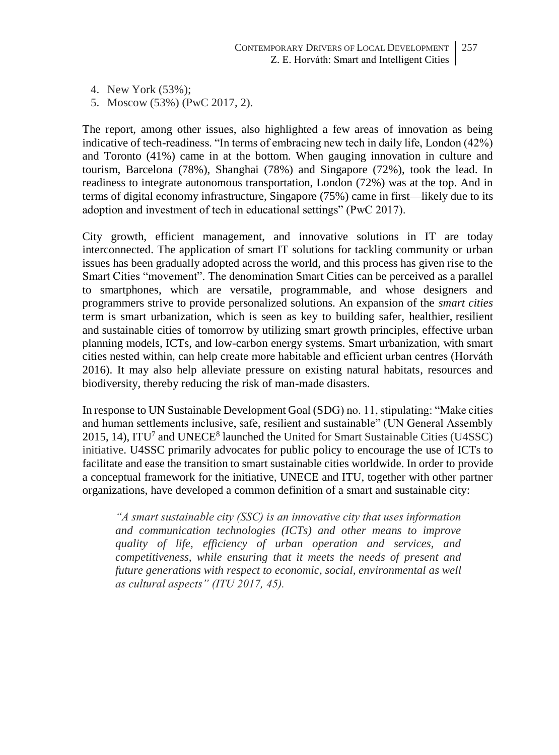4. New York (53%);
5. Moscow (53%) (PwC 2017, 2).

The report, among other issues, also highlighted a few areas of innovation as being indicative of tech-readiness. "In terms of embracing new tech in daily life, London (42%) and Toronto (41%) came in at the bottom. When gauging innovation in culture and tourism, Barcelona (78%), Shanghai (78%) and Singapore (72%), took the lead. In readiness to integrate autonomous transportation, London (72%) was at the top. And in terms of digital economy infrastructure, Singapore (75%) came in first—likely due to its adoption and investment of tech in educational settings" (PwC 2017).

City growth, efficient management, and innovative solutions in IT are today interconnected. The application of smart IT solutions for tackling community or urban issues has been gradually adopted across the world, and this process has given rise to the Smart Cities "movement". The denomination Smart Cities can be perceived as a parallel to smartphones, which are versatile, programmable, and whose designers and programmers strive to provide personalized solutions. An expansion of the *smart cities* term is smart urbanization, which is seen as key to building safer, healthier, resilient and sustainable cities of tomorrow by utilizing smart growth principles, effective urban planning models, ICTs, and low-carbon energy systems. Smart urbanization, with smart cities nested within, can help create more habitable and efficient urban centres (Horváth 2016). It may also help alleviate pressure on existing natural habitats, resources and biodiversity, thereby reducing the risk of man-made disasters.

In response to UN Sustainable Development Goal (SDG) no. 11, stipulating: "Make cities and human settlements inclusive, safe, resilient and sustainable" (UN General Assembly 2015, 14), ITU[7] and UNECE[8] launched the United for Smart Sustainable Cities (U4SSC) initiative. U4SSC primarily advocates for public policy to encourage the use of ICTs to facilitate and ease the transition to smart sustainable cities worldwide. In order to provide a conceptual framework for the initiative, UNECE and ITU, together with other partner organizations, have developed a common definition of a smart and sustainable city:

> *"A smart sustainable city (SSC) is an innovative city that uses information and communication technologies (ICTs) and other means to improve quality of life, efficiency of urban operation and services, and competitiveness, while ensuring that it meets the needs of present and future generations with respect to economic, social, environmental as well as cultural aspects" (ITU 2017, 45).*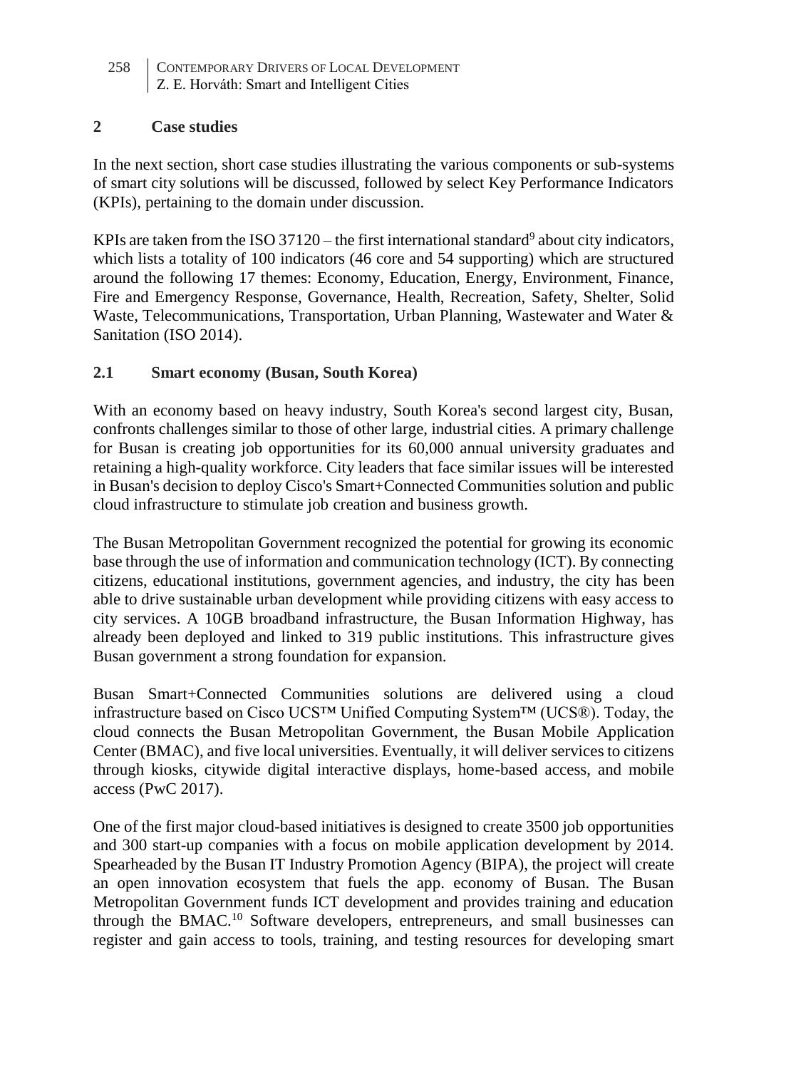## 2 Case studies

In the next section, short case studies illustrating the various components or sub-systems of smart city solutions will be discussed, followed by select Key Performance Indicators (KPIs), pertaining to the domain under discussion.

KPIs are taken from the ISO 37120 – the first international standard[9] about city indicators, which lists a totality of 100 indicators (46 core and 54 supporting) which are structured around the following 17 themes: Economy, Education, Energy, Environment, Finance, Fire and Emergency Response, Governance, Health, Recreation, Safety, Shelter, Solid Waste, Telecommunications, Transportation, Urban Planning, Wastewater and Water & Sanitation (ISO 2014).

### 2.1 Smart economy (Busan, South Korea)

With an economy based on heavy industry, South Korea's second largest city, Busan, confronts challenges similar to those of other large, industrial cities. A primary challenge for Busan is creating job opportunities for its 60,000 annual university graduates and retaining a high-quality workforce. City leaders that face similar issues will be interested in Busan's decision to deploy Cisco's Smart+Connected Communities solution and public cloud infrastructure to stimulate job creation and business growth.

The Busan Metropolitan Government recognized the potential for growing its economic base through the use of information and communication technology (ICT). By connecting citizens, educational institutions, government agencies, and industry, the city has been able to drive sustainable urban development while providing citizens with easy access to city services. A 10GB broadband infrastructure, the Busan Information Highway, has already been deployed and linked to 319 public institutions. This infrastructure gives Busan government a strong foundation for expansion.

Busan Smart+Connected Communities solutions are delivered using a cloud infrastructure based on Cisco UCS™ Unified Computing System™ (UCS®). Today, the cloud connects the Busan Metropolitan Government, the Busan Mobile Application Center (BMAC), and five local universities. Eventually, it will deliver services to citizens through kiosks, citywide digital interactive displays, home-based access, and mobile access (PwC 2017).

One of the first major cloud-based initiatives is designed to create 3500 job opportunities and 300 start-up companies with a focus on mobile application development by 2014. Spearheaded by the Busan IT Industry Promotion Agency (BIPA), the project will create an open innovation ecosystem that fuels the app. economy of Busan. The Busan Metropolitan Government funds ICT development and provides training and education through the BMAC.[10] Software developers, entrepreneurs, and small businesses can register and gain access to tools, training, and testing resources for developing smart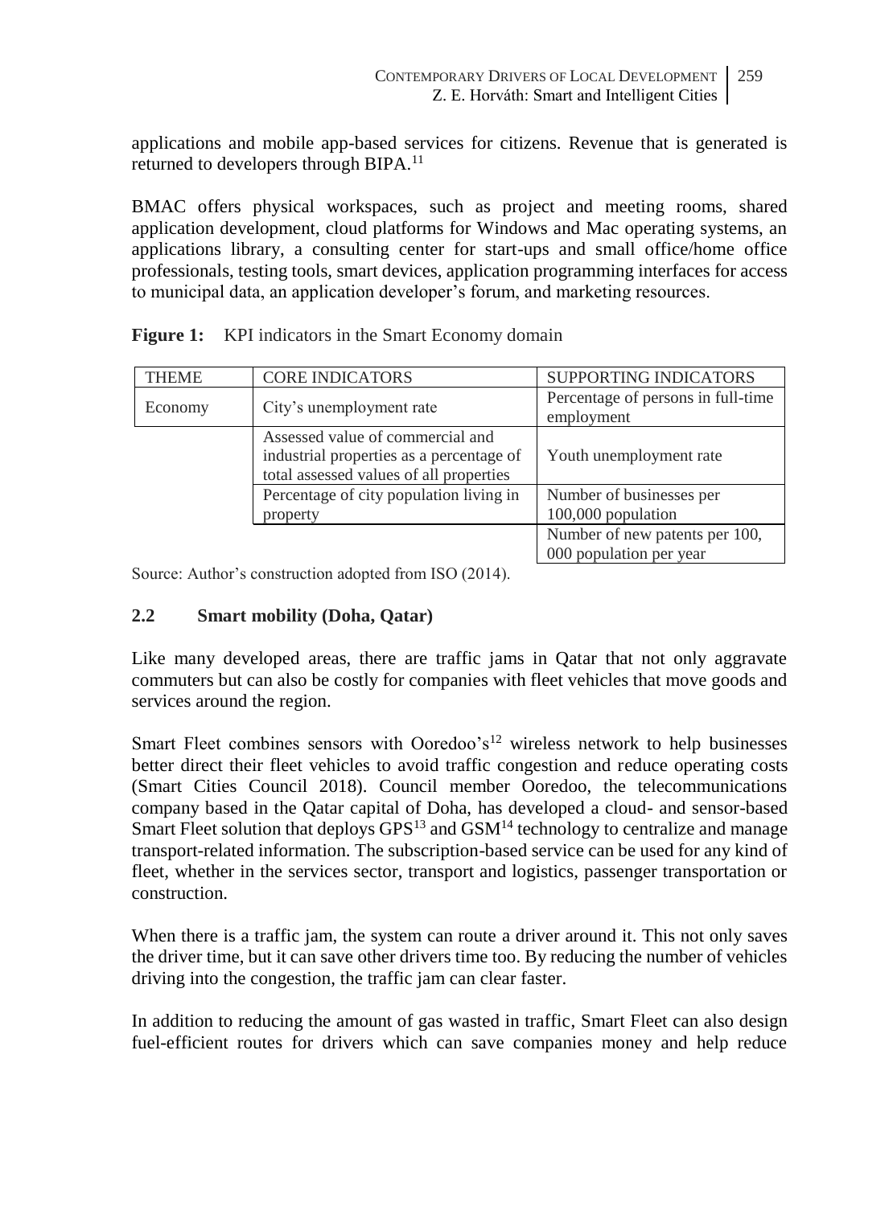applications and mobile app-based services for citizens. Revenue that is generated is returned to developers through BIPA.[11]

BMAC offers physical workspaces, such as project and meeting rooms, shared application development, cloud platforms for Windows and Mac operating systems, an applications library, a consulting center for start-ups and small office/home office professionals, testing tools, smart devices, application programming interfaces for access to municipal data, an application developer's forum, and marketing resources.

**Figure 1:** KPI indicators in the Smart Economy domain

| THEME | CORE INDICATORS | SUPPORTING INDICATORS |
|---|---|---|
| Economy | City's unemployment rate | Percentage of persons in full-time employment |
| | Assessed value of commercial and industrial properties as a percentage of total assessed values of all properties | Youth unemployment rate |
| | Percentage of city population living in property | Number of businesses per 100,000 population |
| | | Number of new patents per 100, 000 population per year |

Source: Author's construction adopted from ISO (2014).

## 2.2 Smart mobility (Doha, Qatar)

Like many developed areas, there are traffic jams in Qatar that not only aggravate commuters but can also be costly for companies with fleet vehicles that move goods and services around the region.

Smart Fleet combines sensors with Ooredoo's[12] wireless network to help businesses better direct their fleet vehicles to avoid traffic congestion and reduce operating costs (Smart Cities Council 2018). Council member Ooredoo, the telecommunications company based in the Qatar capital of Doha, has developed a cloud- and sensor-based Smart Fleet solution that deploys GPS[13] and GSM[14] technology to centralize and manage transport-related information. The subscription-based service can be used for any kind of fleet, whether in the services sector, transport and logistics, passenger transportation or construction.

When there is a traffic jam, the system can route a driver around it. This not only saves the driver time, but it can save other drivers time too. By reducing the number of vehicles driving into the congestion, the traffic jam can clear faster.

In addition to reducing the amount of gas wasted in traffic, Smart Fleet can also design fuel-efficient routes for drivers which can save companies money and help reduce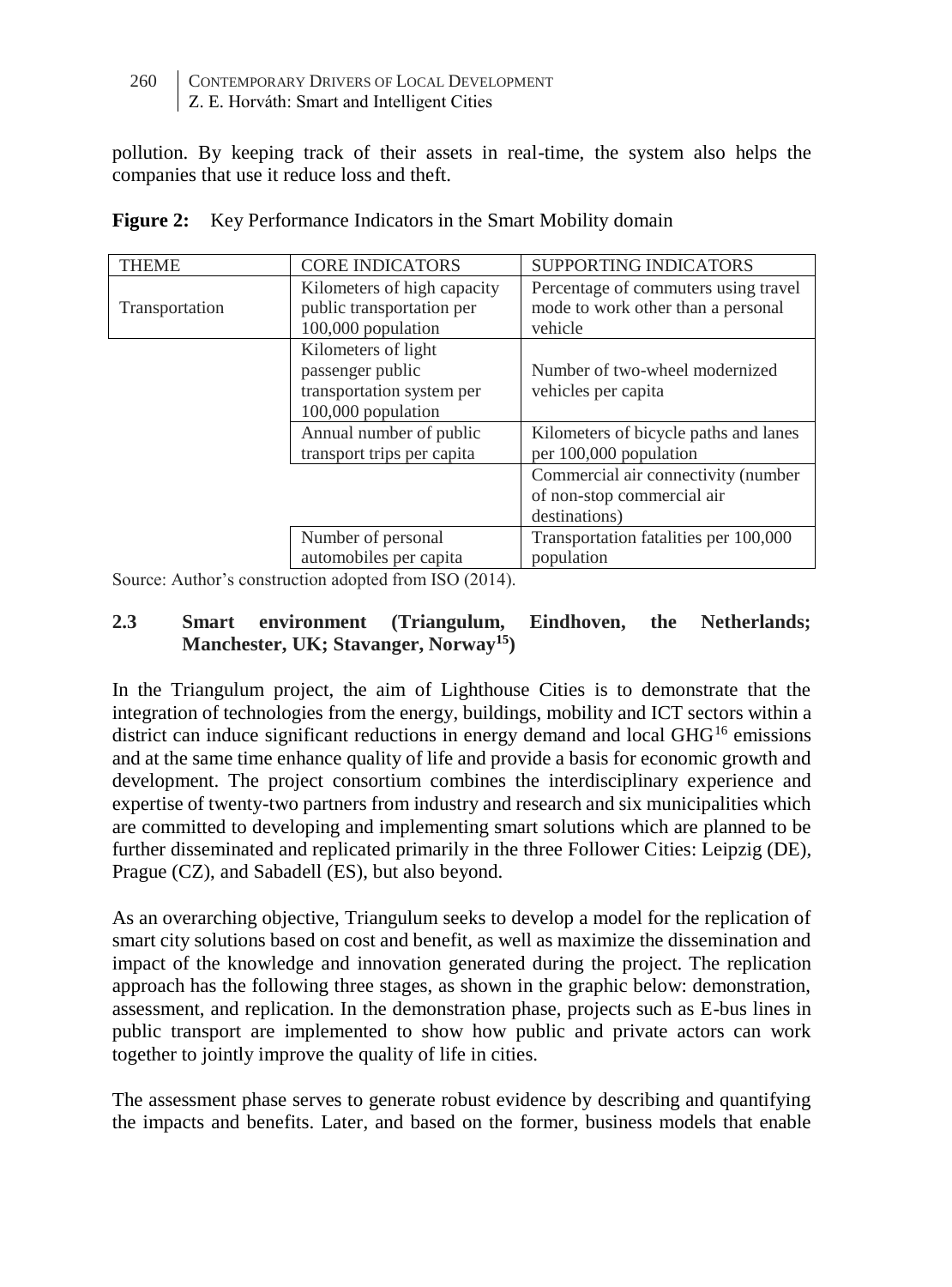pollution. By keeping track of their assets in real-time, the system also helps the companies that use it reduce loss and theft.

**Figure 2:** Key Performance Indicators in the Smart Mobility domain

| THEME | CORE INDICATORS | SUPPORTING INDICATORS |
|---|---|---|
| Transportation | Kilometers of high capacity public transportation per 100,000 population | Percentage of commuters using travel mode to work other than a personal vehicle |
| | Kilometers of light passenger public transportation system per 100,000 population | Number of two-wheel modernized vehicles per capita |
| | Annual number of public transport trips per capita | Kilometers of bicycle paths and lanes per 100,000 population |
| | | Commercial air connectivity (number of non-stop commercial air destinations) |
| | Number of personal automobiles per capita | Transportation fatalities per 100,000 population |

Source: Author's construction adopted from ISO (2014).

### 2.3 Smart environment (Triangulum, Eindhoven, the Netherlands; Manchester, UK; Stavanger, Norway[15])

In the Triangulum project, the aim of Lighthouse Cities is to demonstrate that the integration of technologies from the energy, buildings, mobility and ICT sectors within a district can induce significant reductions in energy demand and local GHG[16] emissions and at the same time enhance quality of life and provide a basis for economic growth and development. The project consortium combines the interdisciplinary experience and expertise of twenty-two partners from industry and research and six municipalities which are committed to developing and implementing smart solutions which are planned to be further disseminated and replicated primarily in the three Follower Cities: Leipzig (DE), Prague (CZ), and Sabadell (ES), but also beyond.

As an overarching objective, Triangulum seeks to develop a model for the replication of smart city solutions based on cost and benefit, as well as maximize the dissemination and impact of the knowledge and innovation generated during the project. The replication approach has the following three stages, as shown in the graphic below: demonstration, assessment, and replication. In the demonstration phase, projects such as E-bus lines in public transport are implemented to show how public and private actors can work together to jointly improve the quality of life in cities.

The assessment phase serves to generate robust evidence by describing and quantifying the impacts and benefits. Later, and based on the former, business models that enable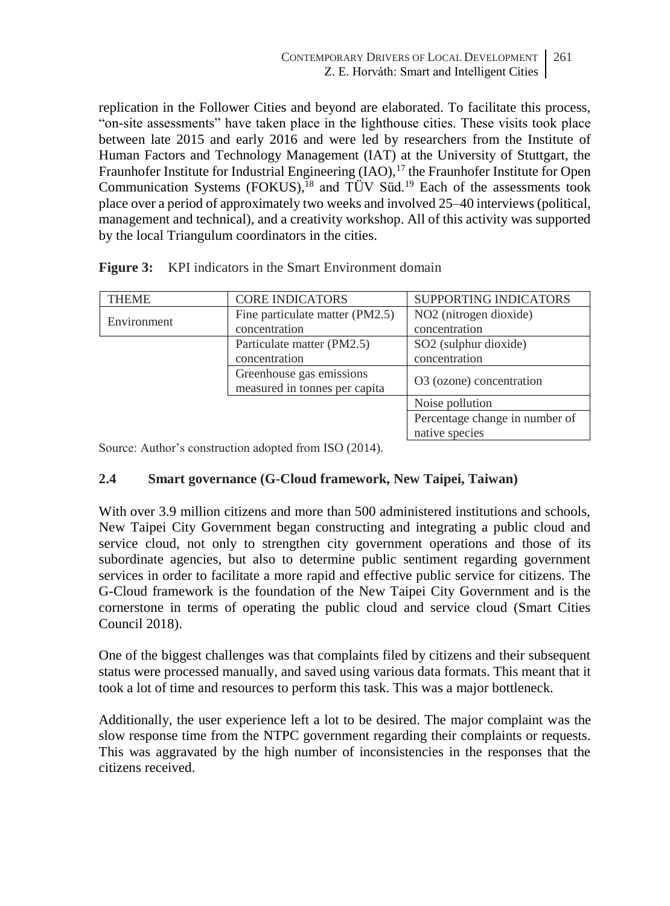replication in the Follower Cities and beyond are elaborated. To facilitate this process, "on-site assessments" have taken place in the lighthouse cities. These visits took place between late 2015 and early 2016 and were led by researchers from the Institute of Human Factors and Technology Management (IAT) at the University of Stuttgart, the Fraunhofer Institute for Industrial Engineering (IAO),[17] the Fraunhofer Institute for Open Communication Systems (FOKUS),[18] and TÜV Süd.[19] Each of the assessments took place over a period of approximately two weeks and involved 25–40 interviews (political, management and technical), and a creativity workshop. All of this activity was supported by the local Triangulum coordinators in the cities.

**Figure 3:** KPI indicators in the Smart Environment domain

| THEME | CORE INDICATORS | SUPPORTING INDICATORS |
|---|---|---|
| Environment | Fine particulate matter (PM2.5) concentration | NO2 (nitrogen dioxide) concentration |
| | Particulate matter (PM2.5) concentration | SO2 (sulphur dioxide) concentration |
| | Greenhouse gas emissions measured in tonnes per capita | O3 (ozone) concentration |
| | | Noise pollution |
| | | Percentage change in number of native species |

Source: Author's construction adopted from ISO (2014).

## 2.4 Smart governance (G-Cloud framework, New Taipei, Taiwan)

With over 3.9 million citizens and more than 500 administered institutions and schools, New Taipei City Government began constructing and integrating a public cloud and service cloud, not only to strengthen city government operations and those of its subordinate agencies, but also to determine public sentiment regarding government services in order to facilitate a more rapid and effective public service for citizens. The G-Cloud framework is the foundation of the New Taipei City Government and is the cornerstone in terms of operating the public cloud and service cloud (Smart Cities Council 2018).

One of the biggest challenges was that complaints filed by citizens and their subsequent status were processed manually, and saved using various data formats. This meant that it took a lot of time and resources to perform this task. This was a major bottleneck.

Additionally, the user experience left a lot to be desired. The major complaint was the slow response time from the NTPC government regarding their complaints or requests. This was aggravated by the high number of inconsistencies in the responses that the citizens received.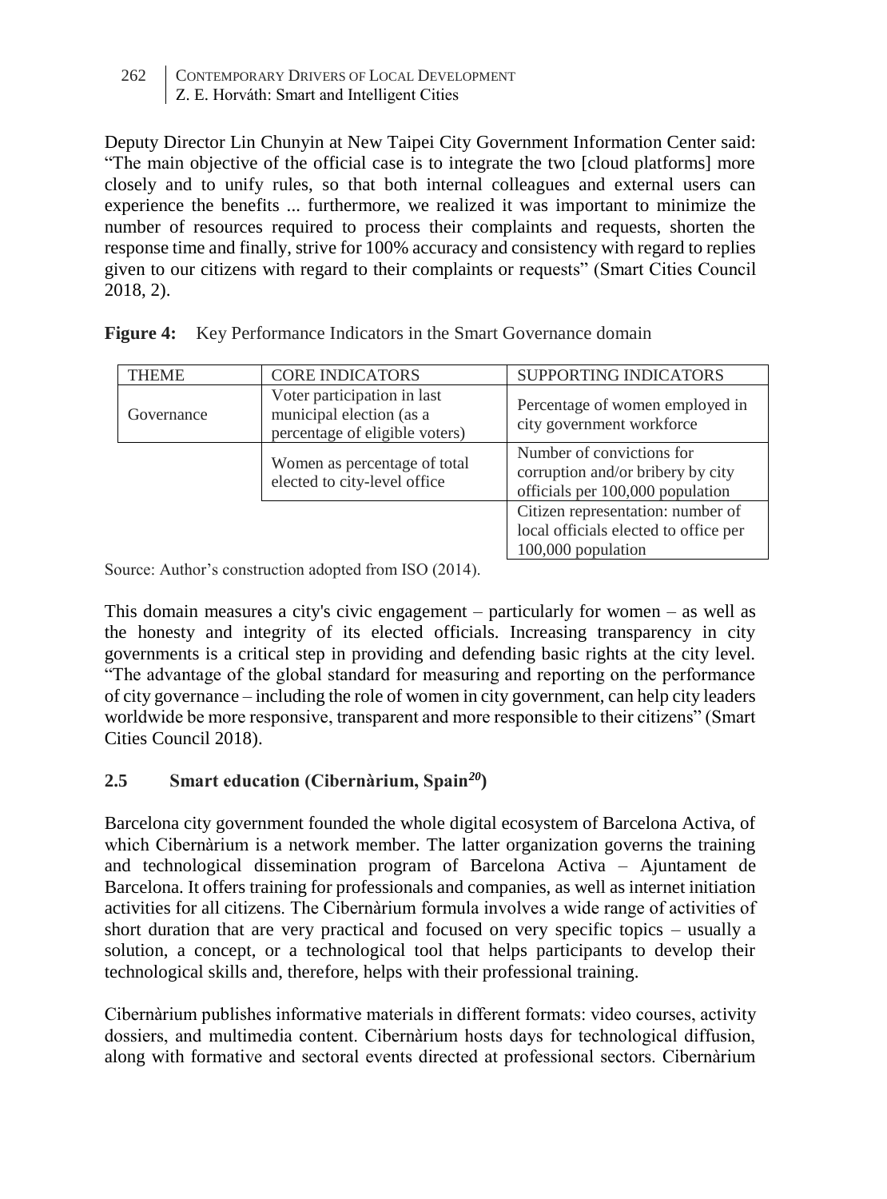Deputy Director Lin Chunyin at New Taipei City Government Information Center said: "The main objective of the official case is to integrate the two [cloud platforms] more closely and to unify rules, so that both internal colleagues and external users can experience the benefits ... furthermore, we realized it was important to minimize the number of resources required to process their complaints and requests, shorten the response time and finally, strive for 100% accuracy and consistency with regard to replies given to our citizens with regard to their complaints or requests" (Smart Cities Council 2018, 2).

**Figure 4:** Key Performance Indicators in the Smart Governance domain

| THEME | CORE INDICATORS | SUPPORTING INDICATORS |
|---|---|---|
| Governance | Voter participation in last municipal election (as a percentage of eligible voters) | Percentage of women employed in city government workforce |
| | Women as percentage of total elected to city-level office | Number of convictions for corruption and/or bribery by city officials per 100,000 population |
| | | Citizen representation: number of local officials elected to office per 100,000 population |

Source: Author's construction adopted from ISO (2014).

This domain measures a city's civic engagement – particularly for women – as well as the honesty and integrity of its elected officials. Increasing transparency in city governments is a critical step in providing and defending basic rights at the city level. "The advantage of the global standard for measuring and reporting on the performance of city governance – including the role of women in city government, can help city leaders worldwide be more responsive, transparent and more responsible to their citizens" (Smart Cities Council 2018).

### 2.5 Smart education (Cibernàrium, Spain[20])

Barcelona city government founded the whole digital ecosystem of Barcelona Activa, of which Cibernàrium is a network member. The latter organization governs the training and technological dissemination program of Barcelona Activa – Ajuntament de Barcelona. It offers training for professionals and companies, as well as internet initiation activities for all citizens. The Cibernàrium formula involves a wide range of activities of short duration that are very practical and focused on very specific topics – usually a solution, a concept, or a technological tool that helps participants to develop their technological skills and, therefore, helps with their professional training.

Cibernàrium publishes informative materials in different formats: video courses, activity dossiers, and multimedia content. Cibernàrium hosts days for technological diffusion, along with formative and sectoral events directed at professional sectors. Cibernàrium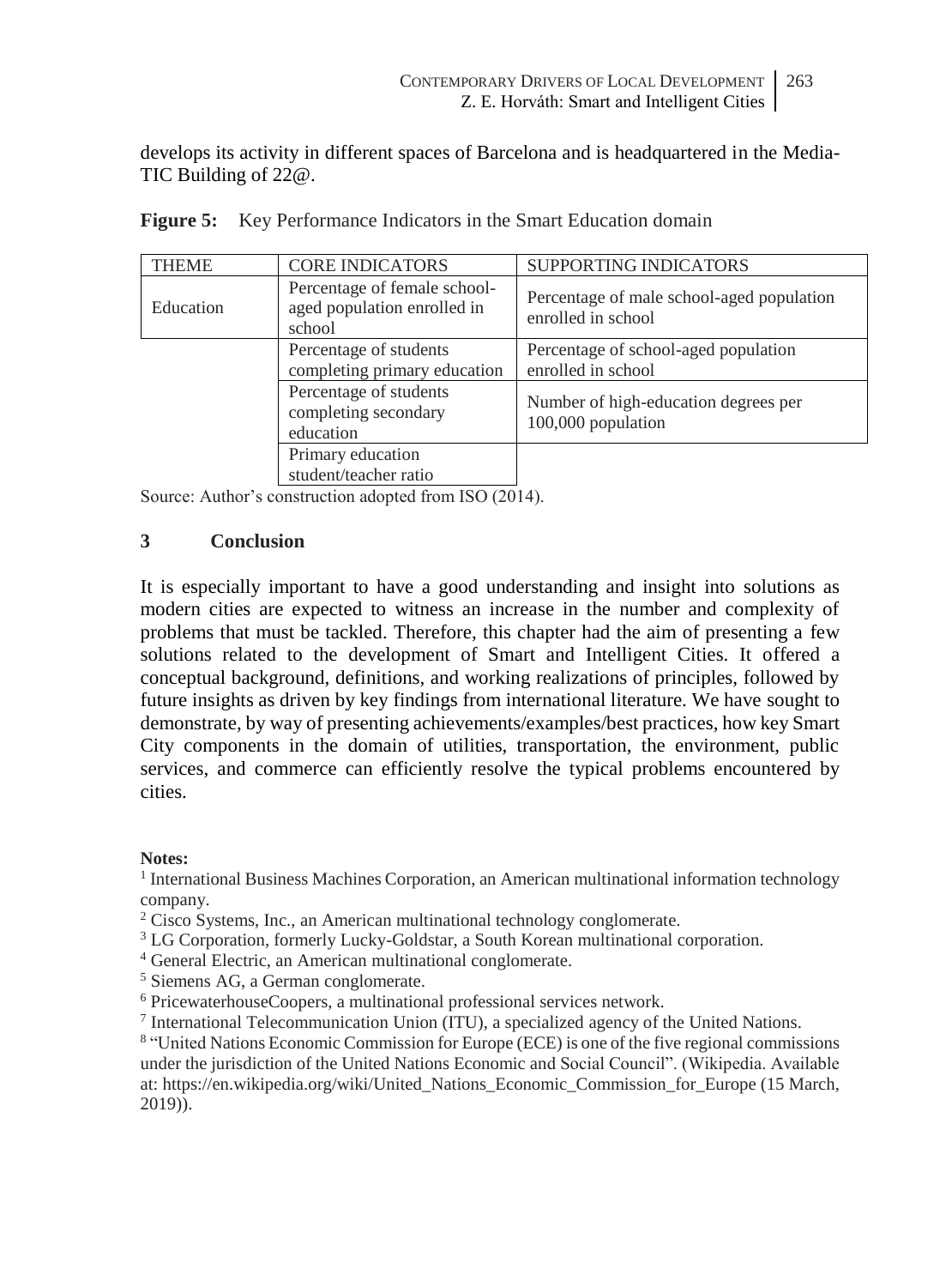develops its activity in different spaces of Barcelona and is headquartered in the Media-TIC Building of 22@.

**Figure 5:** Key Performance Indicators in the Smart Education domain

| THEME | CORE INDICATORS | SUPPORTING INDICATORS |
|---|---|---|
| Education | Percentage of female school-aged population enrolled in school | Percentage of male school-aged population enrolled in school |
| | Percentage of students completing primary education | Percentage of school-aged population enrolled in school |
| | Percentage of students completing secondary education | Number of high-education degrees per 100,000 population |
| | Primary education student/teacher ratio | |

Source: Author's construction adopted from ISO (2014).

## 3 Conclusion

It is especially important to have a good understanding and insight into solutions as modern cities are expected to witness an increase in the number and complexity of problems that must be tackled. Therefore, this chapter had the aim of presenting a few solutions related to the development of Smart and Intelligent Cities. It offered a conceptual background, definitions, and working realizations of principles, followed by future insights as driven by key findings from international literature. We have sought to demonstrate, by way of presenting achievements/examples/best practices, how key Smart City components in the domain of utilities, transportation, the environment, public services, and commerce can efficiently resolve the typical problems encountered by cities.

**Notes:**

[1] International Business Machines Corporation, an American multinational information technology company.

[2] Cisco Systems, Inc., an American multinational technology conglomerate.

[3] LG Corporation, formerly Lucky-Goldstar, a South Korean multinational corporation.

[4] General Electric, an American multinational conglomerate.

[5] Siemens AG, a German conglomerate.

[6] PricewaterhouseCoopers, a multinational professional services network.

[7] International Telecommunication Union (ITU), a specialized agency of the United Nations.

[8] "United Nations Economic Commission for Europe (ECE) is one of the five regional commissions under the jurisdiction of the United Nations Economic and Social Council". (Wikipedia. Available at: https://en.wikipedia.org/wiki/United_Nations_Economic_Commission_for_Europe (15 March, 2019)).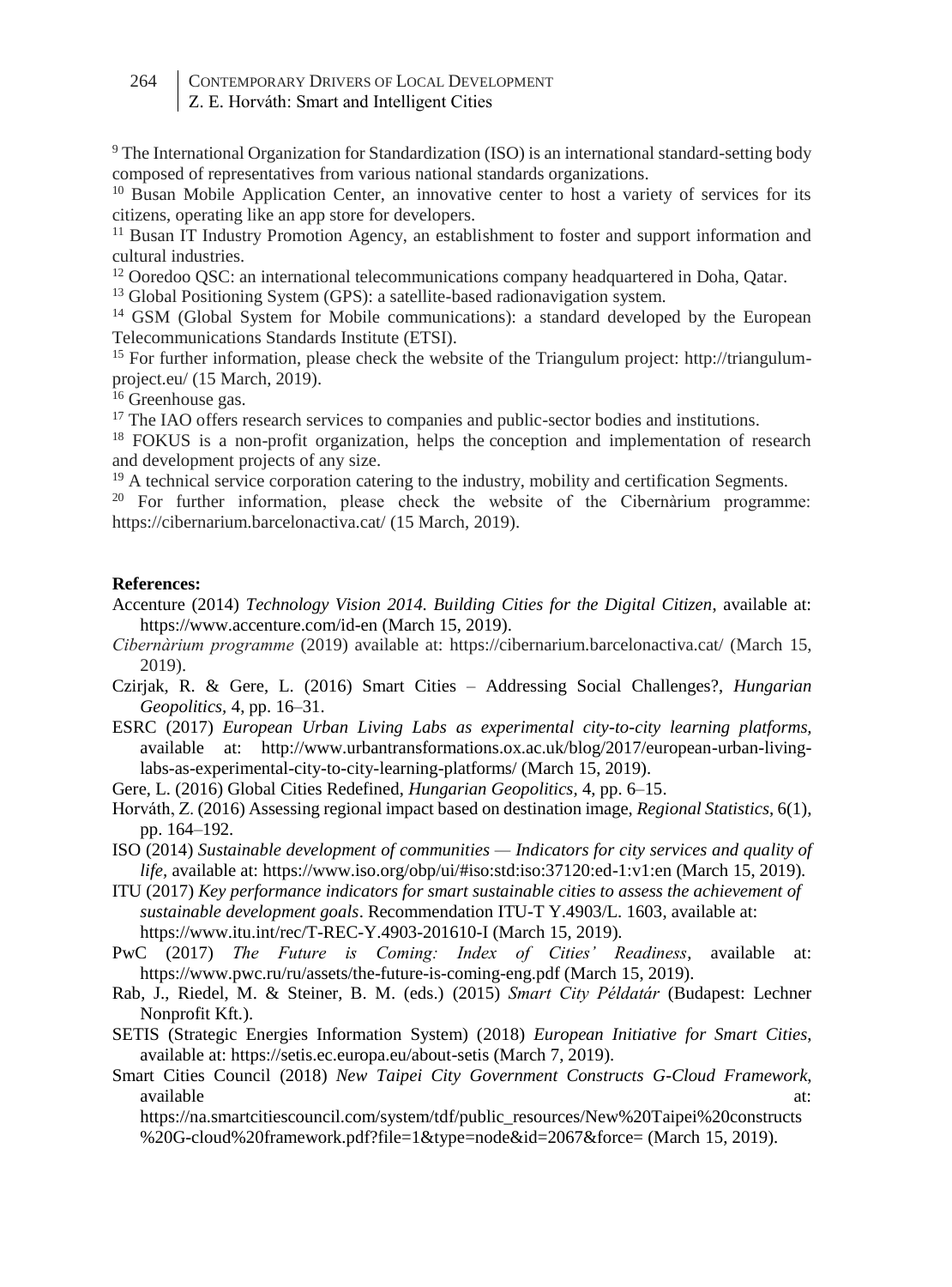[9] The International Organization for Standardization (ISO) is an international standard-setting body composed of representatives from various national standards organizations.

[10] Busan Mobile Application Center, an innovative center to host a variety of services for its citizens, operating like an app store for developers.

[11] Busan IT Industry Promotion Agency, an establishment to foster and support information and cultural industries.

[12] Ooredoo QSC: an international telecommunications company headquartered in Doha, Qatar.

[13] Global Positioning System (GPS): a satellite-based radionavigation system.

[14] GSM (Global System for Mobile communications): a standard developed by the European Telecommunications Standards Institute (ETSI).

[15] For further information, please check the website of the Triangulum project: http://triangulum-project.eu/ (15 March, 2019).

[16] Greenhouse gas.

[17] The IAO offers research services to companies and public-sector bodies and institutions.

[18] FOKUS is a non-profit organization, helps the conception and implementation of research and development projects of any size.

[19] A technical service corporation catering to the industry, mobility and certification Segments.

[20] For further information, please check the website of the Cibernàrium programme: https://cibernarium.barcelonactiva.cat/ (15 March, 2019).

**References:**

Accenture (2014) *Technology Vision 2014. Building Cities for the Digital Citizen*, available at: https://www.accenture.com/id-en (March 15, 2019).

*Cibernàrium programme* (2019) available at: https://cibernarium.barcelonactiva.cat/ (March 15, 2019).

Czirjak, R. & Gere, L. (2016) Smart Cities – Addressing Social Challenges?, *Hungarian Geopolitics*, 4, pp. 16–31.

ESRC (2017) *European Urban Living Labs as experimental city-to-city learning platforms*, available at: http://www.urbantransformations.ox.ac.uk/blog/2017/european-urban-living-labs-as-experimental-city-to-city-learning-platforms/ (March 15, 2019).

Gere, L. (2016) Global Cities Redefined, *Hungarian Geopolitics*, 4, pp. 6–15.

Horváth, Z. (2016) Assessing regional impact based on destination image, *Regional Statistics*, 6(1), pp. 164–192.

ISO (2014) *Sustainable development of communities — Indicators for city services and quality of life*, available at: https://www.iso.org/obp/ui/#iso:std:iso:37120:ed-1:v1:en (March 15, 2019).

ITU (2017) *Key performance indicators for smart sustainable cities to assess the achievement of sustainable development goals*. Recommendation ITU-T Y.4903/L. 1603, available at: https://www.itu.int/rec/T-REC-Y.4903-201610-I (March 15, 2019).

PwC (2017) *The Future is Coming: Index of Cities' Readiness*, available at: https://www.pwc.ru/ru/assets/the-future-is-coming-eng.pdf (March 15, 2019).

Rab, J., Riedel, M. & Steiner, B. M. (eds.) (2015) *Smart City Példatár* (Budapest: Lechner Nonprofit Kft.).

SETIS (Strategic Energies Information System) (2018) *European Initiative for Smart Cities*, available at: https://setis.ec.europa.eu/about-setis (March 7, 2019).

Smart Cities Council (2018) *New Taipei City Government Constructs G-Cloud Framework*, available at: https://na.smartcitiescouncil.com/system/tdf/public_resources/New%20Taipei%20constructs%20G-cloud%20framework.pdf?file=1&type=node&id=2067&force= (March 15, 2019).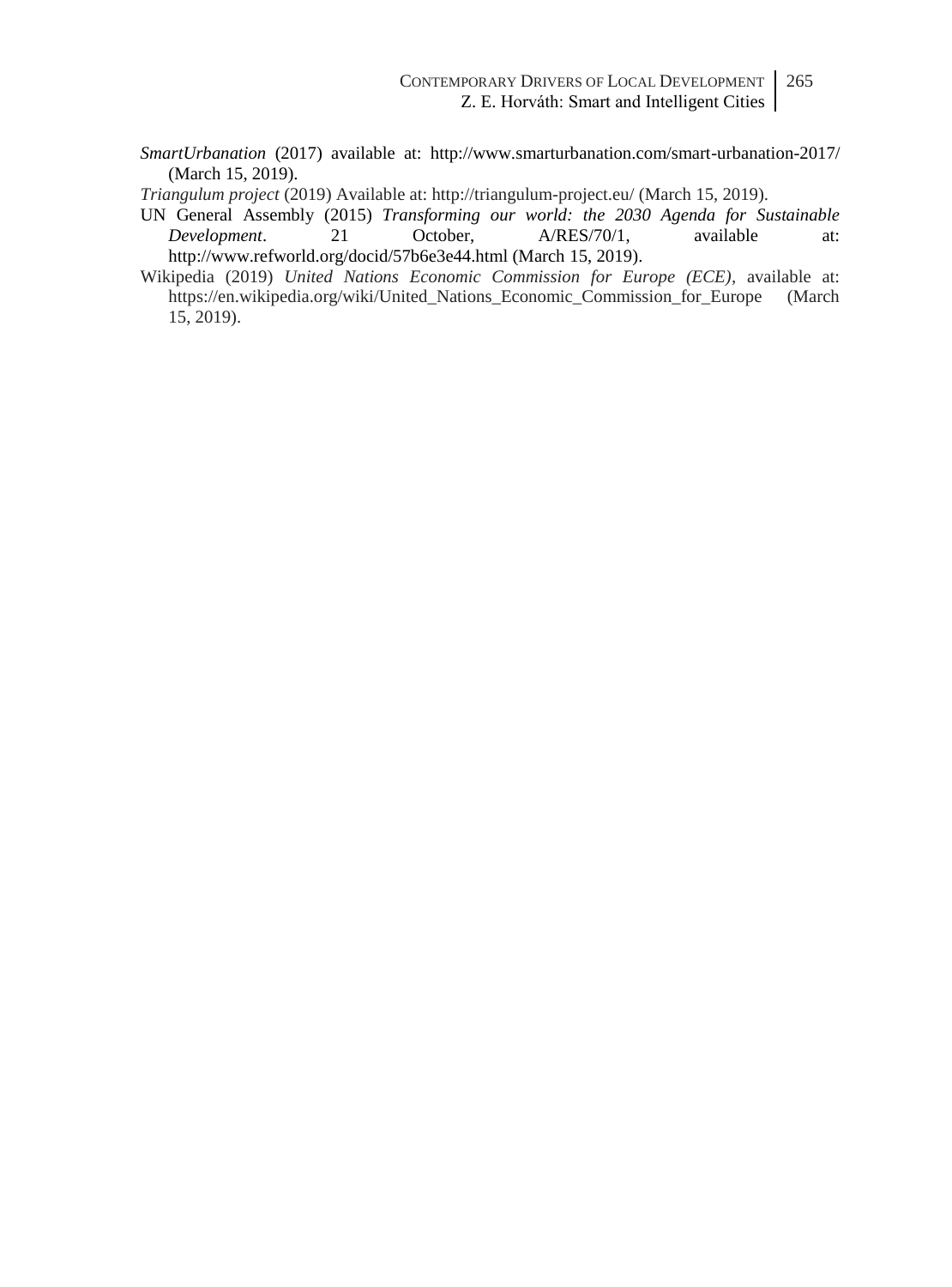*SmartUrbanation* (2017) available at: http://www.smarturbanation.com/smart-urbanation-2017/ (March 15, 2019).

*Triangulum project* (2019) Available at: http://triangulum-project.eu/ (March 15, 2019).

UN General Assembly (2015) *Transforming our world: the 2030 Agenda for Sustainable Development*. 21 October, A/RES/70/1, available at: http://www.refworld.org/docid/57b6e3e44.html (March 15, 2019).

Wikipedia (2019) *United Nations Economic Commission for Europe (ECE)*, available at: https://en.wikipedia.org/wiki/United_Nations_Economic_Commission_for_Europe (March 15, 2019).